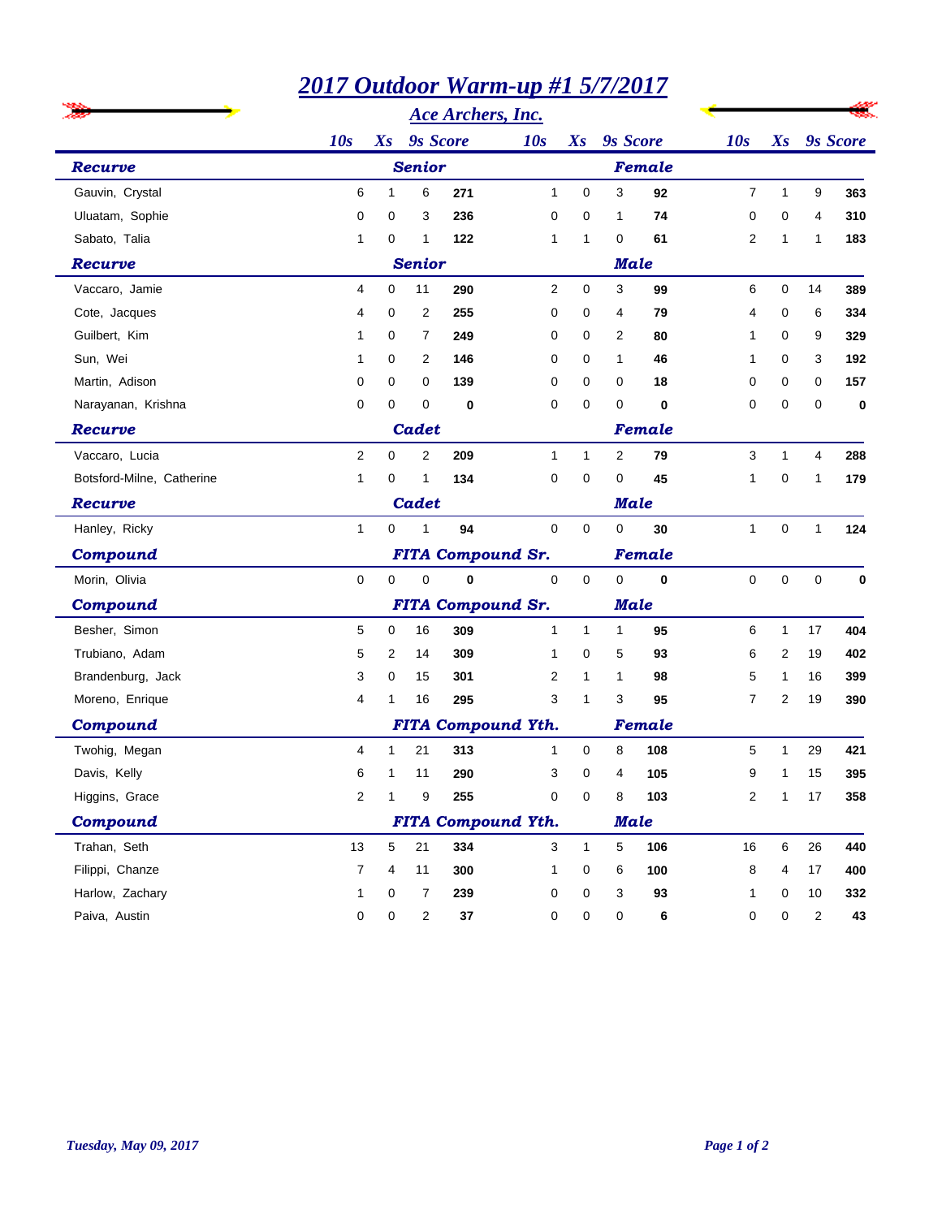# 2017 Outdoor Warm-up #1 5/7/2017

## Ace Archers, Inc.

| | 10s | Xs | 9s | Score | 10s | Xs | 9s | Score | 10s | Xs | 9s | Score |
|---|---|---|---|---|---|---|---|---|---|---|---|---|
| **Recurve** | | **Senior** | | | | | **Female** | | | | | |
| Gauvin, Crystal | 6 | 1 | 6 | **271** | 1 | 0 | 3 | **92** | 7 | 1 | 9 | **363** |
| Uluatam, Sophie | 0 | 0 | 3 | **236** | 0 | 0 | 1 | **74** | 0 | 0 | 4 | **310** |
| Sabato, Talia | 1 | 0 | 1 | **122** | 1 | 1 | 0 | **61** | 2 | 1 | 1 | **183** |
| **Recurve** | | **Senior** | | | | | **Male** | | | | | |
| Vaccaro, Jamie | 4 | 0 | 11 | **290** | 2 | 0 | 3 | **99** | 6 | 0 | 14 | **389** |
| Cote, Jacques | 4 | 0 | 2 | **255** | 0 | 0 | 4 | **79** | 4 | 0 | 6 | **334** |
| Guilbert, Kim | 1 | 0 | 7 | **249** | 0 | 0 | 2 | **80** | 1 | 0 | 9 | **329** |
| Sun, Wei | 1 | 0 | 2 | **146** | 0 | 0 | 1 | **46** | 1 | 0 | 3 | **192** |
| Martin, Adison | 0 | 0 | 0 | **139** | 0 | 0 | 0 | **18** | 0 | 0 | 0 | **157** |
| Narayanan, Krishna | 0 | 0 | 0 | **0** | 0 | 0 | 0 | **0** | 0 | 0 | 0 | **0** |
| **Recurve** | | **Cadet** | | | | | **Female** | | | | | |
| Vaccaro, Lucia | 2 | 0 | 2 | **209** | 1 | 1 | 2 | **79** | 3 | 1 | 4 | **288** |
| Botsford-Milne, Catherine | 1 | 0 | 1 | **134** | 0 | 0 | 0 | **45** | 1 | 0 | 1 | **179** |
| **Recurve** | | **Cadet** | | | | | **Male** | | | | | |
| Hanley, Ricky | 1 | 0 | 1 | **94** | 0 | 0 | 0 | **30** | 1 | 0 | 1 | **124** |
| **Compound** | | **FITA Compound Sr.** | | | | | **Female** | | | | | |
| Morin, Olivia | 0 | 0 | 0 | **0** | 0 | 0 | 0 | **0** | 0 | 0 | 0 | **0** |
| **Compound** | | **FITA Compound Sr.** | | | | | **Male** | | | | | |
| Besher, Simon | 5 | 0 | 16 | **309** | 1 | 1 | 1 | **95** | 6 | 1 | 17 | **404** |
| Trubiano, Adam | 5 | 2 | 14 | **309** | 1 | 0 | 5 | **93** | 6 | 2 | 19 | **402** |
| Brandenburg, Jack | 3 | 0 | 15 | **301** | 2 | 1 | 1 | **98** | 5 | 1 | 16 | **399** |
| Moreno, Enrique | 4 | 1 | 16 | **295** | 3 | 1 | 3 | **95** | 7 | 2 | 19 | **390** |
| **Compound** | | **FITA Compound Yth.** | | | | | **Female** | | | | | |
| Twohig, Megan | 4 | 1 | 21 | **313** | 1 | 0 | 8 | **108** | 5 | 1 | 29 | **421** |
| Davis, Kelly | 6 | 1 | 11 | **290** | 3 | 0 | 4 | **105** | 9 | 1 | 15 | **395** |
| Higgins, Grace | 2 | 1 | 9 | **255** | 0 | 0 | 8 | **103** | 2 | 1 | 17 | **358** |
| **Compound** | | **FITA Compound Yth.** | | | | | **Male** | | | | | |
| Trahan, Seth | 13 | 5 | 21 | **334** | 3 | 1 | 5 | **106** | 16 | 6 | 26 | **440** |
| Filippi, Chanze | 7 | 4 | 11 | **300** | 1 | 0 | 6 | **100** | 8 | 4 | 17 | **400** |
| Harlow, Zachary | 1 | 0 | 7 | **239** | 0 | 0 | 3 | **93** | 1 | 0 | 10 | **332** |
| Paiva, Austin | 0 | 0 | 2 | **37** | 0 | 0 | 0 | **6** | 0 | 0 | 2 | **43** |

*Tuesday, May 09, 2017*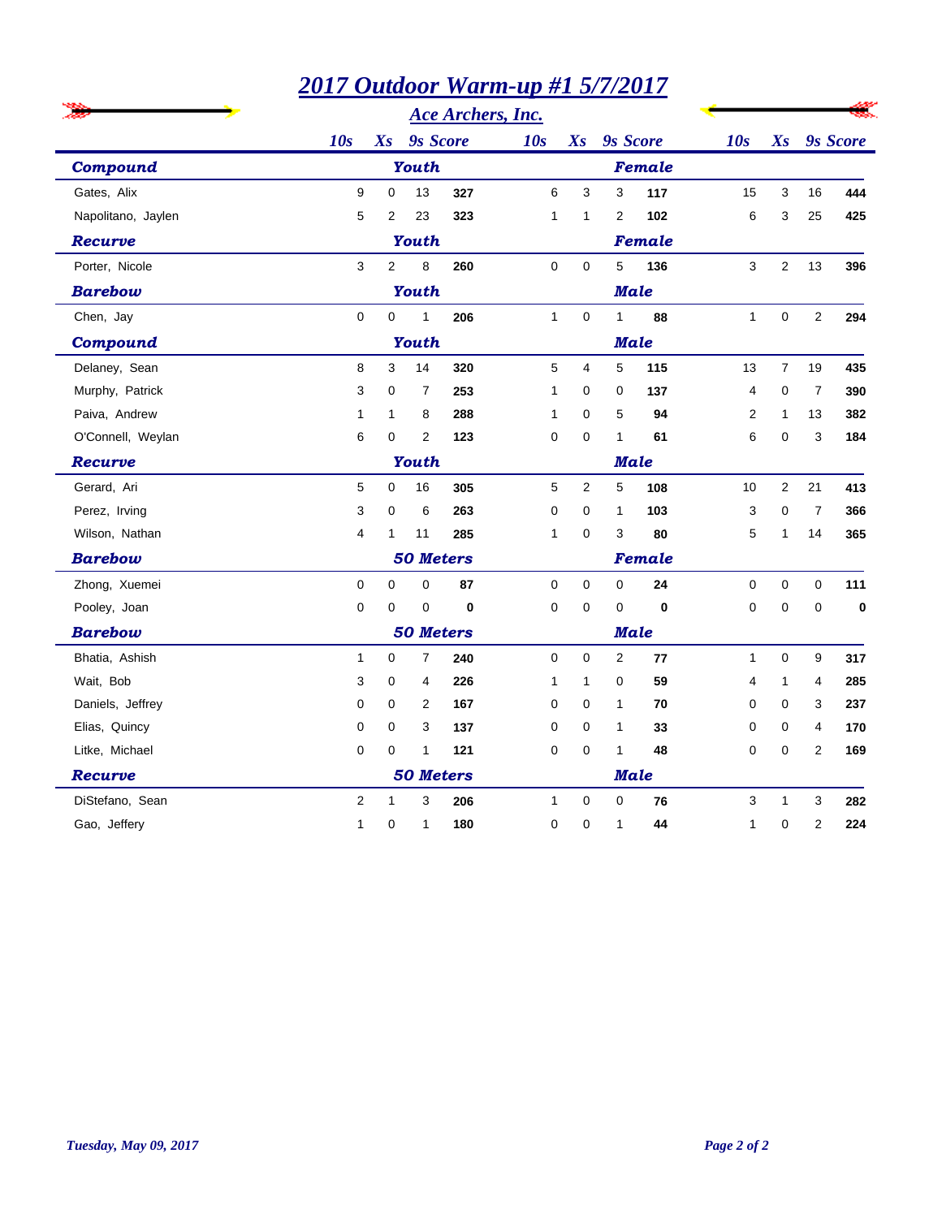# *2017 Outdoor Warm-up #1 5/7/2017*

## *Ace Archers, Inc.*

| | 10s | Xs | 9s | Score | 10s | Xs | 9s | Score | 10s | Xs | 9s | Score |
|---|---|---|---|---|---|---|---|---|---|---|---|---|
| ***Compound*** | ***Youth*** | | | | ***Female*** | | | | | | | |
| Gates, Alix | 9 | 0 | 13 | **327** | 6 | 3 | 3 | **117** | 15 | 3 | 16 | **444** |
| Napolitano, Jaylen | 5 | 2 | 23 | **323** | 1 | 1 | 2 | **102** | 6 | 3 | 25 | **425** |
| ***Recurve*** | ***Youth*** | | | | ***Female*** | | | | | | | |
| Porter, Nicole | 3 | 2 | 8 | **260** | 0 | 0 | 5 | **136** | 3 | 2 | 13 | **396** |
| ***Barebow*** | ***Youth*** | | | | ***Male*** | | | | | | | |
| Chen, Jay | 0 | 0 | 1 | **206** | 1 | 0 | 1 | **88** | 1 | 0 | 2 | **294** |
| ***Compound*** | ***Youth*** | | | | ***Male*** | | | | | | | |
| Delaney, Sean | 8 | 3 | 14 | **320** | 5 | 4 | 5 | **115** | 13 | 7 | 19 | **435** |
| Murphy, Patrick | 3 | 0 | 7 | **253** | 1 | 0 | 0 | **137** | 4 | 0 | 7 | **390** |
| Paiva, Andrew | 1 | 1 | 8 | **288** | 1 | 0 | 5 | **94** | 2 | 1 | 13 | **382** |
| O'Connell, Weylan | 6 | 0 | 2 | **123** | 0 | 0 | 1 | **61** | 6 | 0 | 3 | **184** |
| ***Recurve*** | ***Youth*** | | | | ***Male*** | | | | | | | |
| Gerard, Ari | 5 | 0 | 16 | **305** | 5 | 2 | 5 | **108** | 10 | 2 | 21 | **413** |
| Perez, Irving | 3 | 0 | 6 | **263** | 0 | 0 | 1 | **103** | 3 | 0 | 7 | **366** |
| Wilson, Nathan | 4 | 1 | 11 | **285** | 1 | 0 | 3 | **80** | 5 | 1 | 14 | **365** |
| ***Barebow*** | ***50 Meters*** | | | | ***Female*** | | | | | | | |
| Zhong, Xuemei | 0 | 0 | 0 | **87** | 0 | 0 | 0 | **24** | 0 | 0 | 0 | **111** |
| Pooley, Joan | 0 | 0 | 0 | **0** | 0 | 0 | 0 | **0** | 0 | 0 | 0 | **0** |
| ***Barebow*** | ***50 Meters*** | | | | ***Male*** | | | | | | | |
| Bhatia, Ashish | 1 | 0 | 7 | **240** | 0 | 0 | 2 | **77** | 1 | 0 | 9 | **317** |
| Wait, Bob | 3 | 0 | 4 | **226** | 1 | 1 | 0 | **59** | 4 | 1 | 4 | **285** |
| Daniels, Jeffrey | 0 | 0 | 2 | **167** | 0 | 0 | 1 | **70** | 0 | 0 | 3 | **237** |
| Elias, Quincy | 0 | 0 | 3 | **137** | 0 | 0 | 1 | **33** | 0 | 0 | 4 | **170** |
| Litke, Michael | 0 | 0 | 1 | **121** | 0 | 0 | 1 | **48** | 0 | 0 | 2 | **169** |
| ***Recurve*** | ***50 Meters*** | | | | ***Male*** | | | | | | | |
| DiStefano, Sean | 2 | 1 | 3 | **206** | 1 | 0 | 0 | **76** | 3 | 1 | 3 | **282** |
| Gao, Jeffery | 1 | 0 | 1 | **180** | 0 | 0 | 1 | **44** | 1 | 0 | 2 | **224** |

*Tuesday, May 09, 2017*